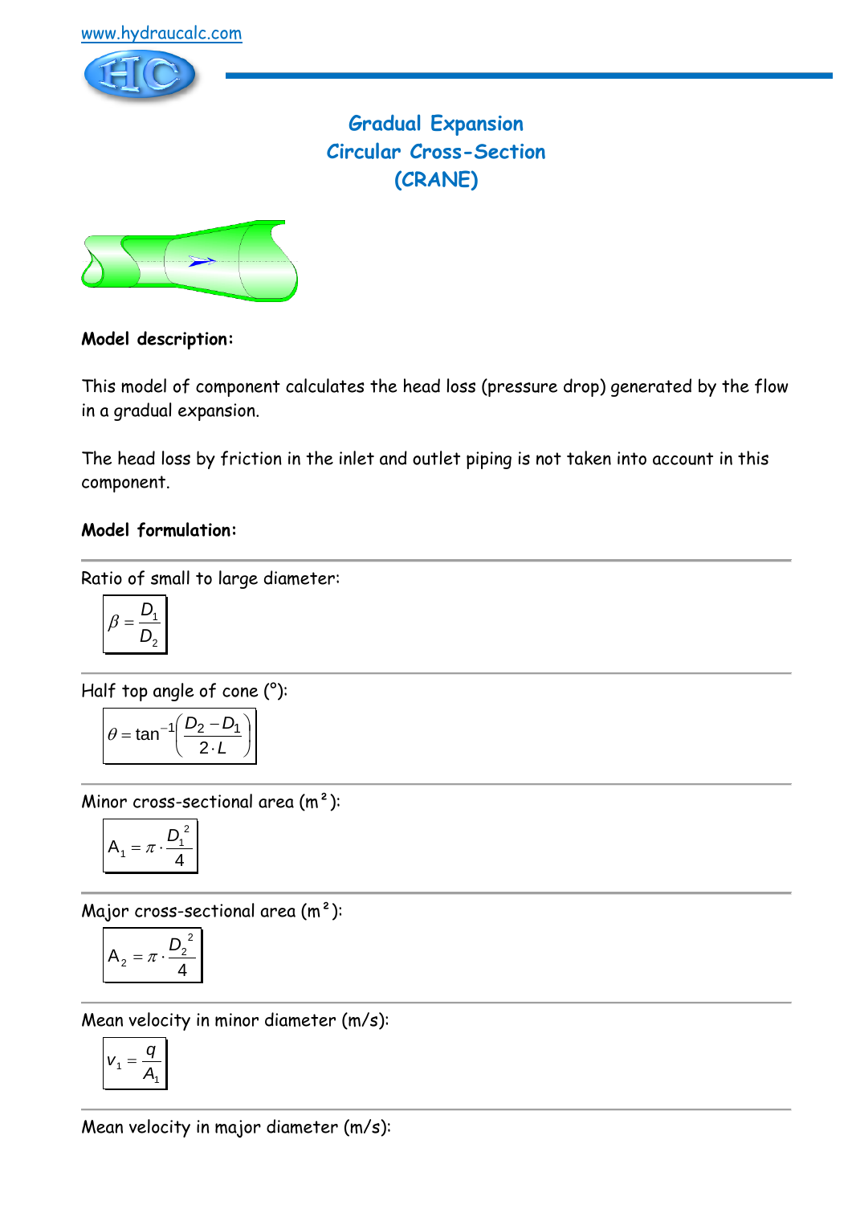# Gradual Expansion
# Circular Cross-Section
# (CRANE)

**Model description:**

This model of component calculates the head loss (pressure drop) generated by the flow in a gradual expansion.

The head loss by friction in the inlet and outlet piping is not taken into account in this component.

**Model formulation:**

---

Ratio of small to large diameter:

$$\beta = \frac{D_1}{D_2}$$

---

Half top angle of cone (°):

$$\theta = \tan^{-1}\left(\frac{D_2 - D_1}{2 \cdot L}\right)$$

---

Minor cross-sectional area (m²):

$$A_1 = \pi \cdot \frac{D_1^2}{4}$$

---

Major cross-sectional area (m²):

$$A_2 = \pi \cdot \frac{D_2^2}{4}$$

---

Mean velocity in minor diameter (m/s):

$$v_1 = \frac{q}{A_1}$$

---

Mean velocity in major diameter (m/s):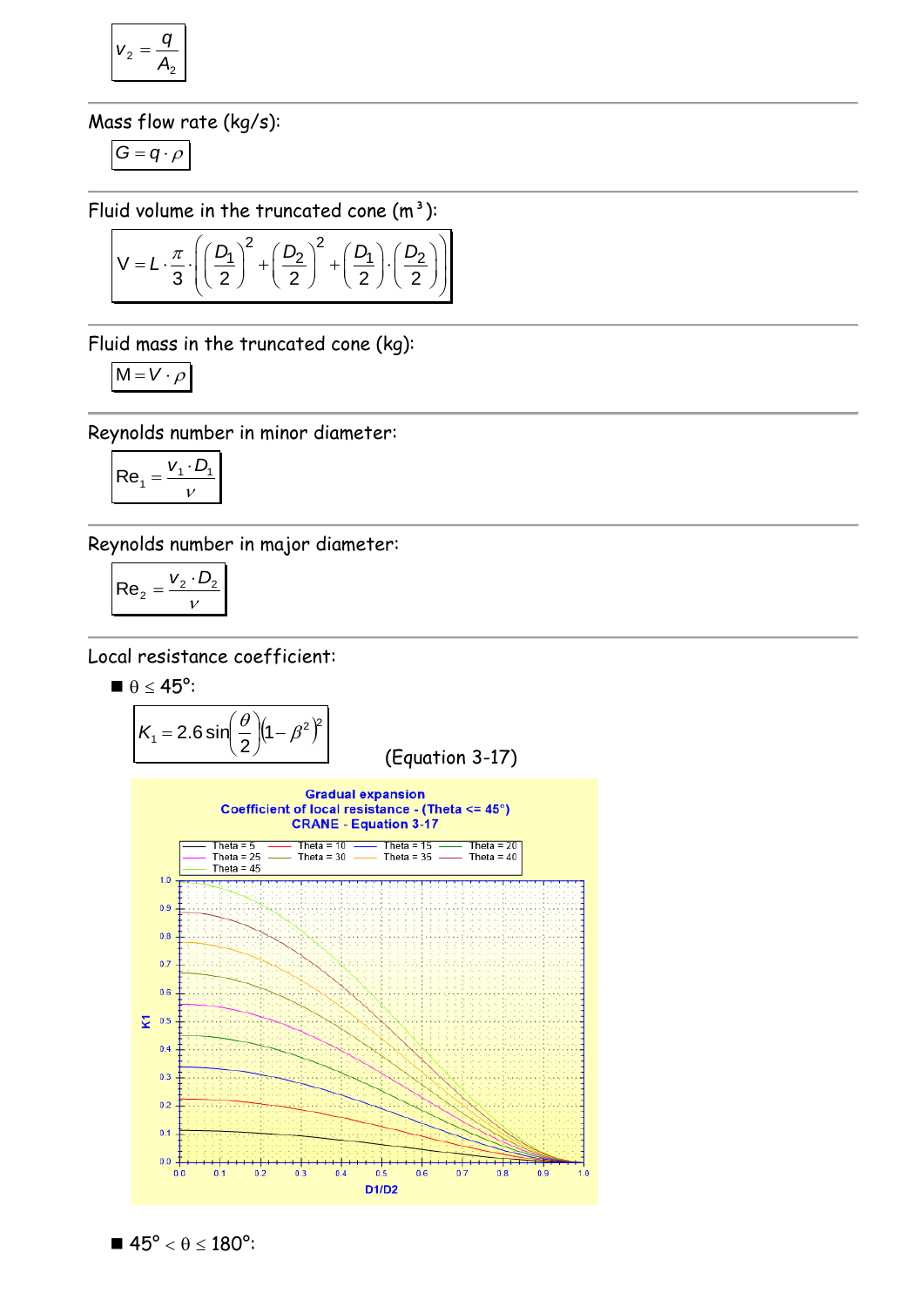$$v_2 = \frac{q}{A_2}$$

Mass flow rate (kg/s):

$$G = q \cdot \rho$$

Fluid volume in the truncated cone (m³):

$$V = L \cdot \frac{\pi}{3} \cdot \left( \left( \frac{D_1}{2} \right)^2 + \left( \frac{D_2}{2} \right)^2 + \left( \frac{D_1}{2} \right) \cdot \left( \frac{D_2}{2} \right) \right)$$

Fluid mass in the truncated cone (kg):

$$M = V \cdot \rho$$

Reynolds number in minor diameter:

$$Re_1 = \frac{v_1 \cdot D_1}{\nu}$$

Reynolds number in major diameter:

$$Re_2 = \frac{v_2 \cdot D_2}{\nu}$$

Local resistance coefficient:

- $\theta \leq 45°$:

$$K_1 = 2.6 \sin\left(\frac{\theta}{2}\right)\left(1 - \beta^2\right)^2$$

(Equation 3-17)

Gradual expansion
Coefficient of local resistance - (Theta <= 45°)
CRANE - Equation 3-17

- $45° < \theta \leq 180°$: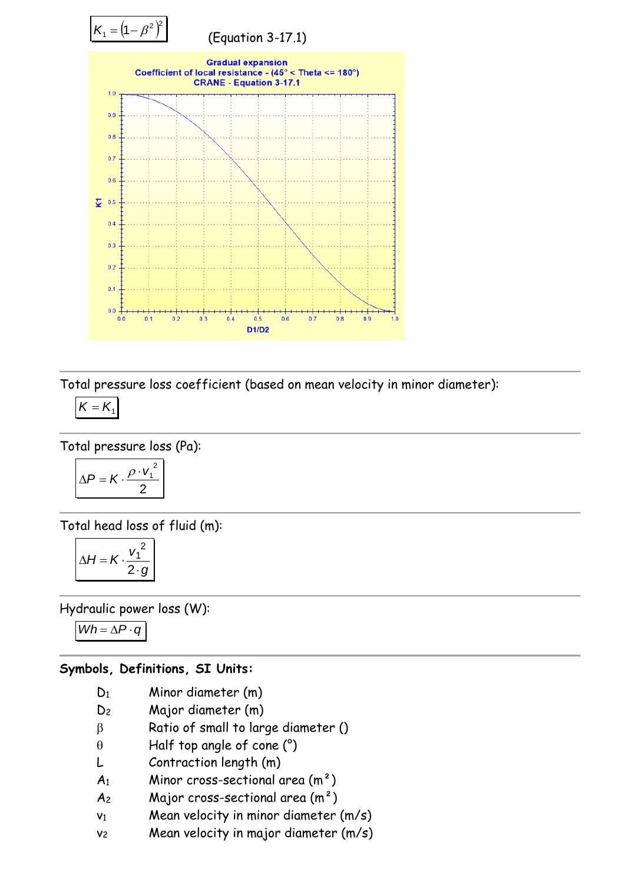$$K_1 = \left(1 - \beta^2\right)^2$$ (Equation 3-17.1)

Gradual expansion
Coefficient of local resistance - (45° < Theta <= 180°)
CRANE - Equation 3-17.1

---

Total pressure loss coefficient (based on mean velocity in minor diameter):

$$K = K_1$$

---

Total pressure loss (Pa):

$$\Delta P = K \cdot \frac{\rho \cdot v_1^{\,2}}{2}$$

---

Total head loss of fluid (m):

$$\Delta H = K \cdot \frac{v_1^{\,2}}{2 \cdot g}$$

---

Hydraulic power loss (W):

$$Wh = \Delta P \cdot q$$

---

**Symbols, Definitions, SI Units:**

- $D_1$ Minor diameter (m)
- $D_2$ Major diameter (m)
- $\beta$ Ratio of small to large diameter ()
- $\theta$ Half top angle of cone (°)
- $L$ Contraction length (m)
- $A_1$ Minor cross-sectional area (m²)
- $A_2$ Major cross-sectional area (m²)
- $v_1$ Mean velocity in minor diameter (m/s)
- $v_2$ Mean velocity in major diameter (m/s)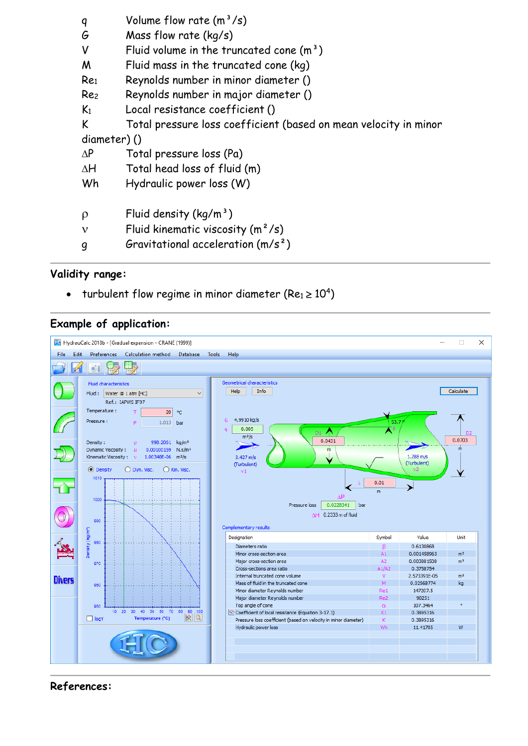| Symbol | Description |
|---|---|
| $q$ | Volume flow rate ($m^3/s$) |
| $G$ | Mass flow rate ($kg/s$) |
| $V$ | Fluid volume in the truncated cone ($m^3$) |
| $M$ | Fluid mass in the truncated cone ($kg$) |
| $Re_1$ | Reynolds number in minor diameter () |
| $Re_2$ | Reynolds number in major diameter () |
| $K_1$ | Local resistance coefficient () |
| $K$ | Total pressure loss coefficient (based on mean velocity in minor diameter) () |
| $\Delta P$ | Total pressure loss ($Pa$) |
| $\Delta H$ | Total head loss of fluid ($m$) |
| $Wh$ | Hydraulic power loss ($W$) |
| $\rho$ | Fluid density ($kg/m^3$) |
| $\nu$ | Fluid kinematic viscosity ($m^2/s$) |
| $g$ | Gravitational acceleration ($m/s^2$) |

## Validity range:

- turbulent flow regime in minor diameter ($Re_1 \geq 10^4$)

## Example of application:

## References: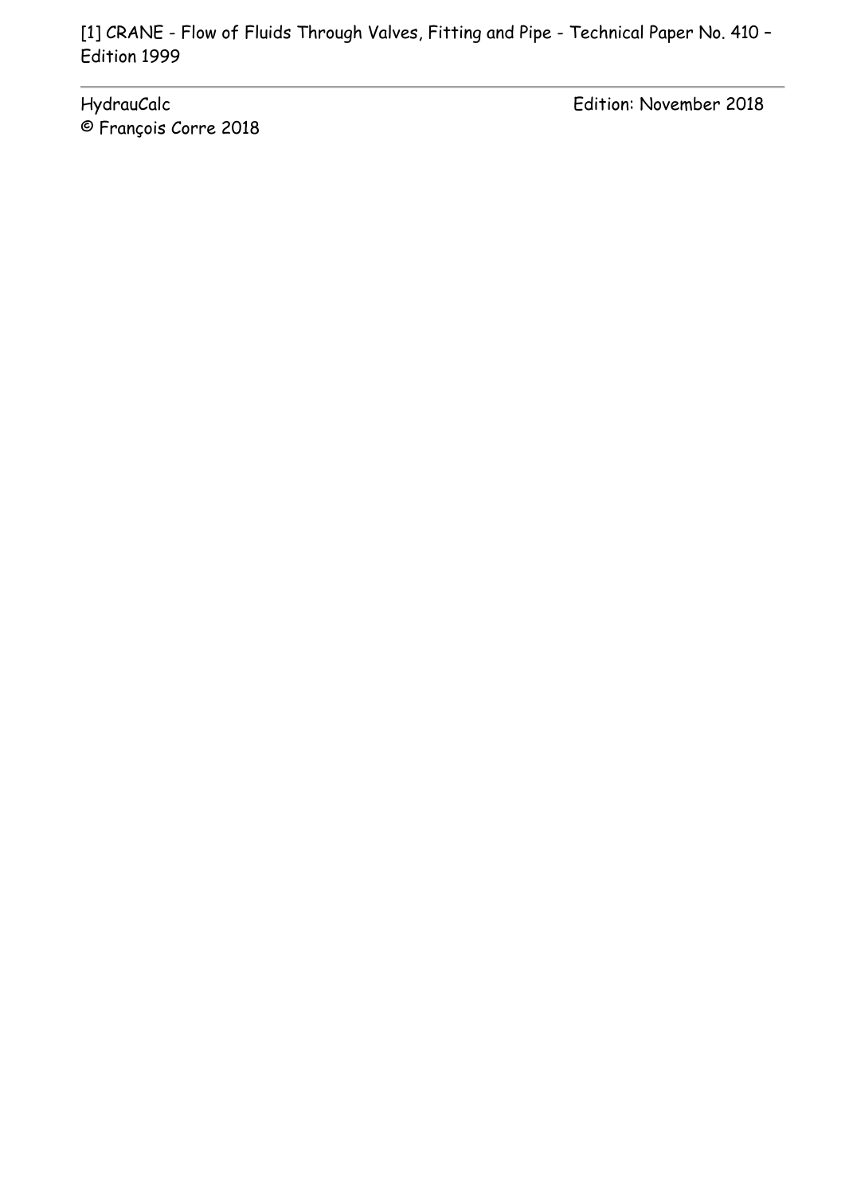[1] CRANE - Flow of Fluids Through Valves, Fitting and Pipe - Technical Paper No. 410 – Edition 1999